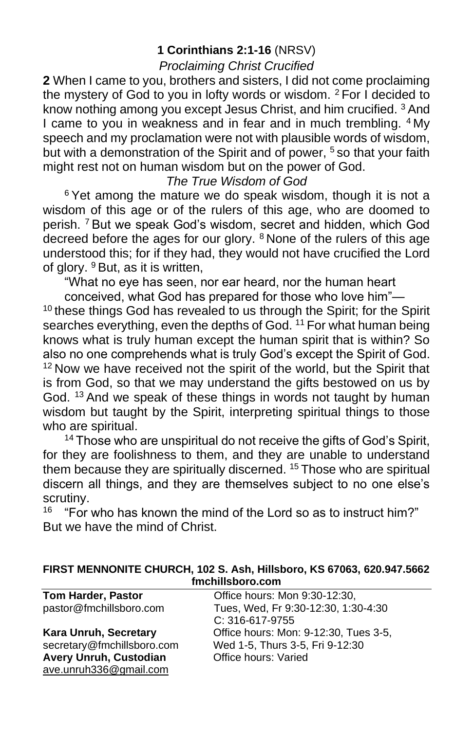## 1 Corinthians 2:1-16 (NRSV)

*Proclaiming Christ Crucified*

**2** When I came to you, brothers and sisters, I did not come proclaiming the mystery of God to you in lofty words or wisdom. [2] For I decided to know nothing among you except Jesus Christ, and him crucified. [3] And I came to you in weakness and in fear and in much trembling. [4] My speech and my proclamation were not with plausible words of wisdom, but with a demonstration of the Spirit and of power, [5] so that your faith might rest not on human wisdom but on the power of God.

*The True Wisdom of God*

[6] Yet among the mature we do speak wisdom, though it is not a wisdom of this age or of the rulers of this age, who are doomed to perish. [7] But we speak God's wisdom, secret and hidden, which God decreed before the ages for our glory. [8] None of the rulers of this age understood this; for if they had, they would not have crucified the Lord of glory. [9] But, as it is written,

"What no eye has seen, nor ear heard, nor the human heart
conceived, what God has prepared for those who love him"—

[10] these things God has revealed to us through the Spirit; for the Spirit searches everything, even the depths of God. [11] For what human being knows what is truly human except the human spirit that is within? So also no one comprehends what is truly God's except the Spirit of God. [12] Now we have received not the spirit of the world, but the Spirit that is from God, so that we may understand the gifts bestowed on us by God. [13] And we speak of these things in words not taught by human wisdom but taught by the Spirit, interpreting spiritual things to those who are spiritual.

[14] Those who are unspiritual do not receive the gifts of God's Spirit, for they are foolishness to them, and they are unable to understand them because they are spiritually discerned. [15] Those who are spiritual discern all things, and they are themselves subject to no one else's scrutiny.

[16] "For who has known the mind of the Lord so as to instruct him?"
But we have the mind of Christ.

**FIRST MENNONITE CHURCH, 102 S. Ash, Hillsboro, KS 67063, 620.947.5662**
**fmchillsboro.com**

**Tom Harder, Pastor**
pastor@fmchillsboro.com
Office hours: Mon 9:30-12:30, Tues, Wed, Fri 9:30-12:30, 1:30-4:30
C: 316-617-9755

**Kara Unruh, Secretary**
secretary@fmchillsboro.com
Office hours: Mon: 9-12:30, Tues 3-5, Wed 1-5, Thurs 3-5, Fri 9-12:30

**Avery Unruh, Custodian**
ave.unruh336@gmail.com
Office hours: Varied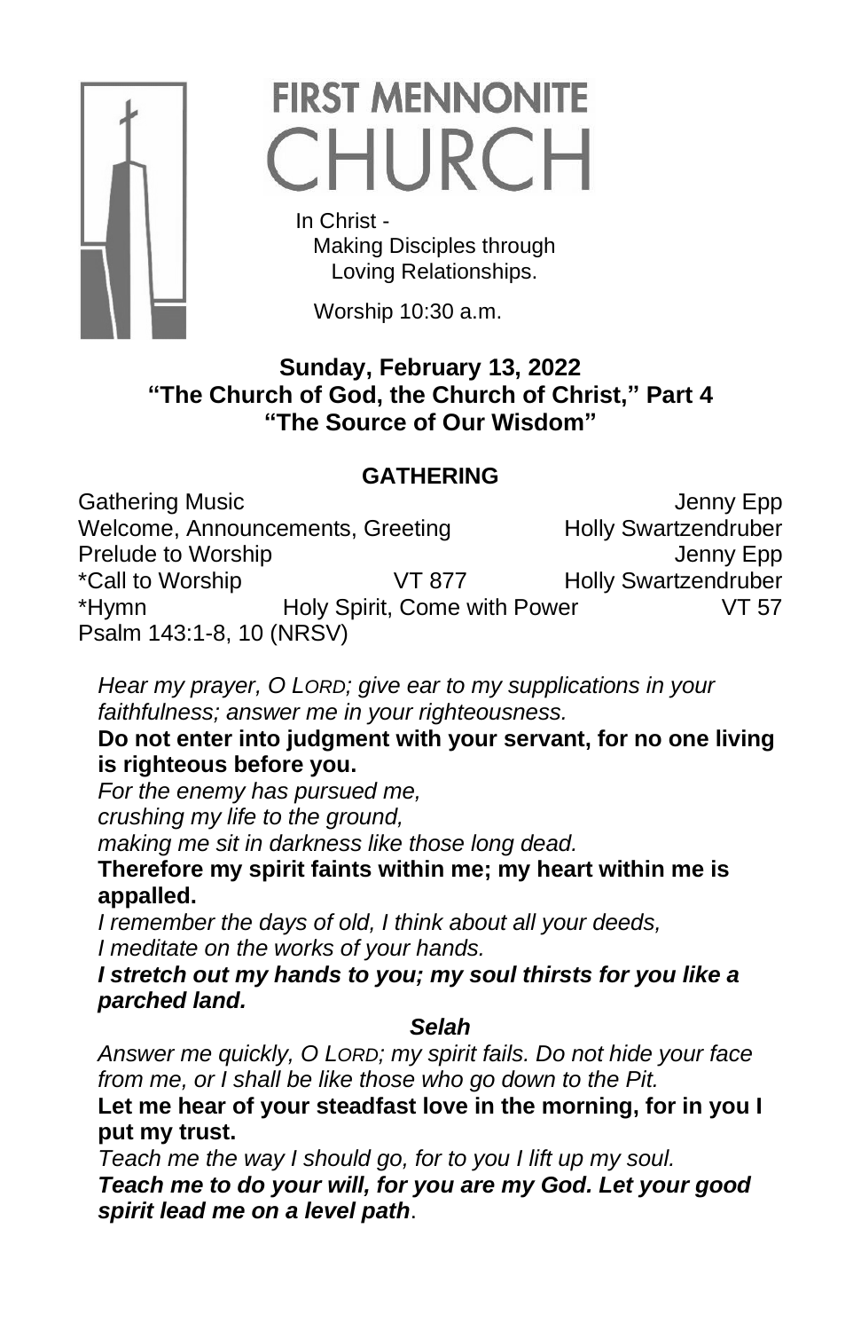# FIRST MENNONITE CHURCH

In Christ -
Making Disciples through
Loving Relationships.

Worship 10:30 a.m.

**Sunday, February 13, 2022**
**"The Church of God, the Church of Christ," Part 4**
**"The Source of Our Wisdom"**

## GATHERING

| | | |
|---|---|---|
| Gathering Music | | Jenny Epp |
| Welcome, Announcements, Greeting | | Holly Swartzendruber |
| Prelude to Worship | | Jenny Epp |
| *Call to Worship | VT 877 | Holly Swartzendruber |
| *Hymn | Holy Spirit, Come with Power | VT 57 |

Psalm 143:1-8, 10 (NRSV)

*Hear my prayer, O LORD; give ear to my supplications in your faithfulness; answer me in your righteousness.*

**Do not enter into judgment with your servant, for no one living is righteous before you.**

*For the enemy has pursued me,*
*crushing my life to the ground,*
*making me sit in darkness like those long dead.*

**Therefore my spirit faints within me; my heart within me is appalled.**

*I remember the days of old, I think about all your deeds,*
*I meditate on the works of your hands.*

***I stretch out my hands to you; my soul thirsts for you like a parched land.***

***Selah***

*Answer me quickly, O LORD; my spirit fails. Do not hide your face from me, or I shall be like those who go down to the Pit.*

**Let me hear of your steadfast love in the morning, for in you I put my trust.**

*Teach me the way I should go, for to you I lift up my soul.*

***Teach me to do your will, for you are my God. Let your good spirit lead me on a level path***.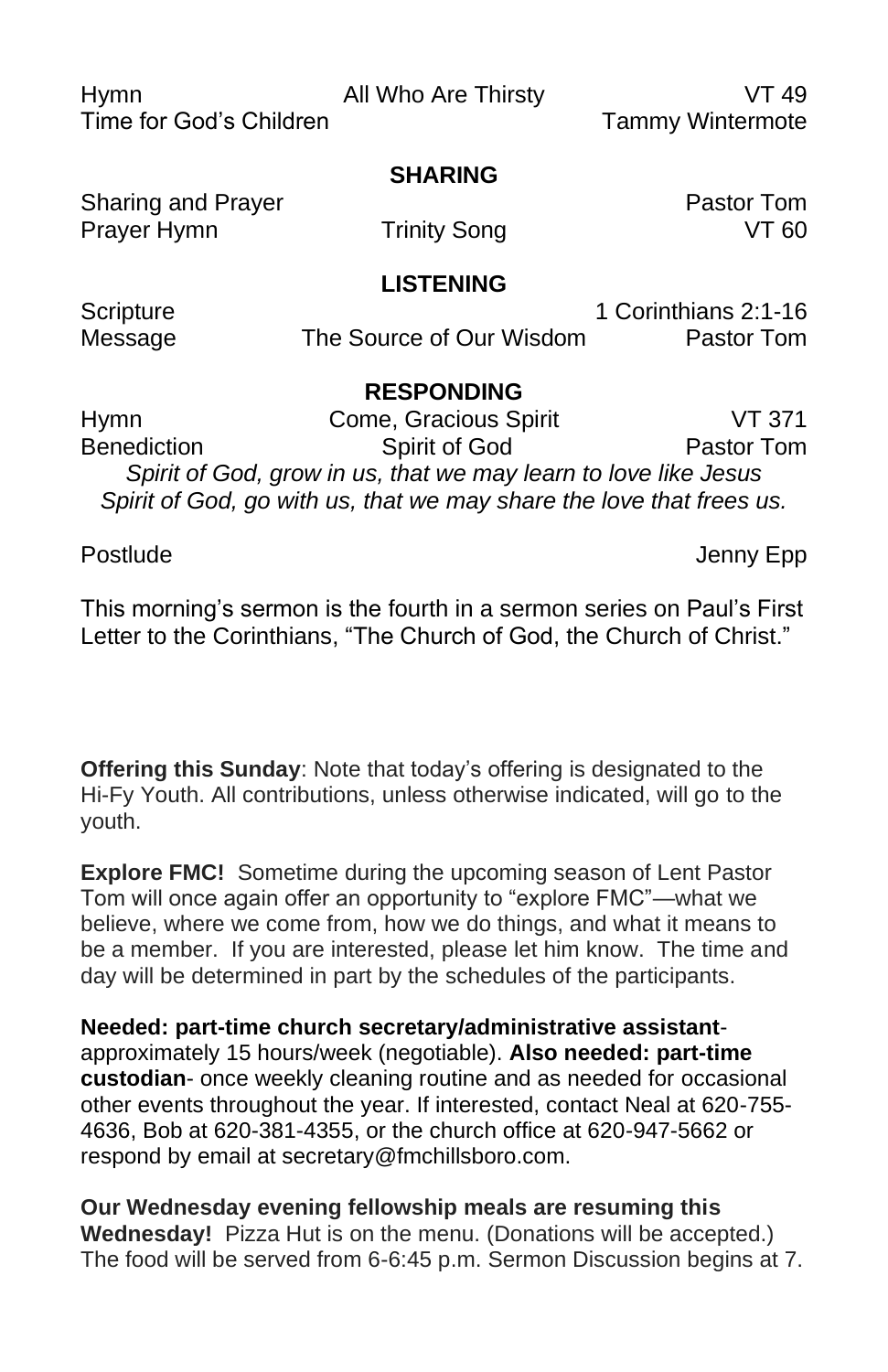| | | |
|---|---|---|
| Hymn | All Who Are Thirsty | VT 49 |
| Time for God's Children | | Tammy Wintermote |

## SHARING

| | | |
|---|---|---|
| Sharing and Prayer | | Pastor Tom |
| Prayer Hymn | Trinity Song | VT 60 |

## LISTENING

| | | |
|---|---|---|
| Scripture | | 1 Corinthians 2:1-16 |
| Message | The Source of Our Wisdom | Pastor Tom |

## RESPONDING

| | | |
|---|---|---|
| Hymn | Come, Gracious Spirit | VT 371 |
| Benediction | Spirit of God | Pastor Tom |

*Spirit of God, grow in us, that we may learn to love like Jesus*
*Spirit of God, go with us, that we may share the love that frees us.*

Postlude — Jenny Epp

This morning's sermon is the fourth in a sermon series on Paul's First Letter to the Corinthians, "The Church of God, the Church of Christ."

**Offering this Sunday**: Note that today's offering is designated to the Hi-Fy Youth. All contributions, unless otherwise indicated, will go to the youth.

**Explore FMC!** Sometime during the upcoming season of Lent Pastor Tom will once again offer an opportunity to "explore FMC"—what we believe, where we come from, how we do things, and what it means to be a member. If you are interested, please let him know. The time and day will be determined in part by the schedules of the participants.

**Needed: part-time church secretary/administrative assistant**- approximately 15 hours/week (negotiable). **Also needed: part-time custodian**- once weekly cleaning routine and as needed for occasional other events throughout the year. If interested, contact Neal at 620-755-4636, Bob at 620-381-4355, or the church office at 620-947-5662 or respond by email at secretary@fmchillsboro.com.

**Our Wednesday evening fellowship meals are resuming this Wednesday!** Pizza Hut is on the menu. (Donations will be accepted.) The food will be served from 6-6:45 p.m. Sermon Discussion begins at 7.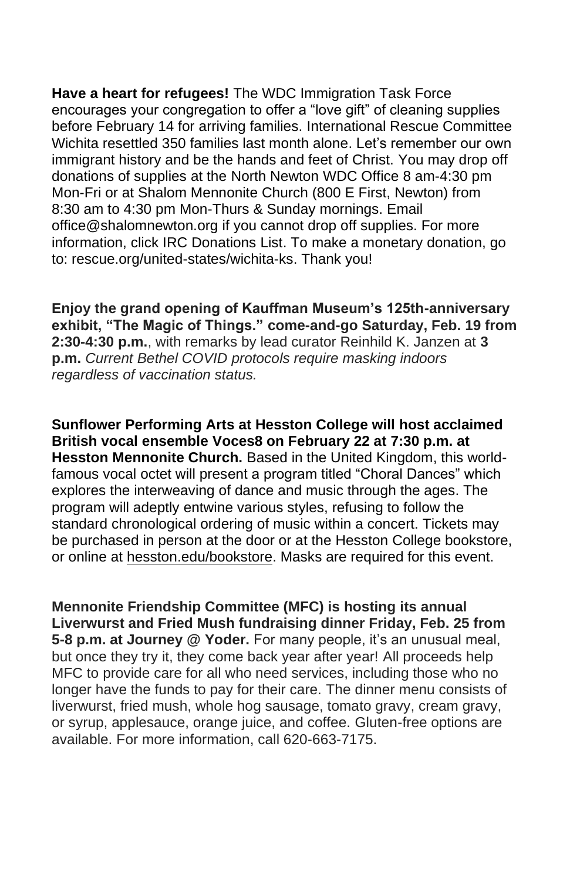**Have a heart for refugees!** The WDC Immigration Task Force encourages your congregation to offer a "love gift" of cleaning supplies before February 14 for arriving families. International Rescue Committee Wichita resettled 350 families last month alone. Let's remember our own immigrant history and be the hands and feet of Christ. You may drop off donations of supplies at the North Newton WDC Office 8 am-4:30 pm Mon-Fri or at Shalom Mennonite Church (800 E First, Newton) from 8:30 am to 4:30 pm Mon-Thurs & Sunday mornings. Email office@shalomnewton.org if you cannot drop off supplies. For more information, click IRC Donations List. To make a monetary donation, go to: rescue.org/united-states/wichita-ks. Thank you!

**Enjoy the grand opening of Kauffman Museum's 125th-anniversary exhibit, "The Magic of Things." come-and-go Saturday, Feb. 19 from 2:30-4:30 p.m.**, with remarks by lead curator Reinhild K. Janzen at **3 p.m.** *Current Bethel COVID protocols require masking indoors regardless of vaccination status.*

**Sunflower Performing Arts at Hesston College will host acclaimed British vocal ensemble Voces8 on February 22 at 7:30 p.m. at Hesston Mennonite Church.** Based in the United Kingdom, this world-famous vocal octet will present a program titled "Choral Dances" which explores the interweaving of dance and music through the ages. The program will adeptly entwine various styles, refusing to follow the standard chronological ordering of music within a concert. Tickets may be purchased in person at the door or at the Hesston College bookstore, or online at hesston.edu/bookstore. Masks are required for this event.

**Mennonite Friendship Committee (MFC) is hosting its annual Liverwurst and Fried Mush fundraising dinner Friday, Feb. 25 from 5-8 p.m. at Journey @ Yoder.** For many people, it's an unusual meal, but once they try it, they come back year after year! All proceeds help MFC to provide care for all who need services, including those who no longer have the funds to pay for their care. The dinner menu consists of liverwurst, fried mush, whole hog sausage, tomato gravy, cream gravy, or syrup, applesauce, orange juice, and coffee. Gluten-free options are available. For more information, call 620-663-7175.